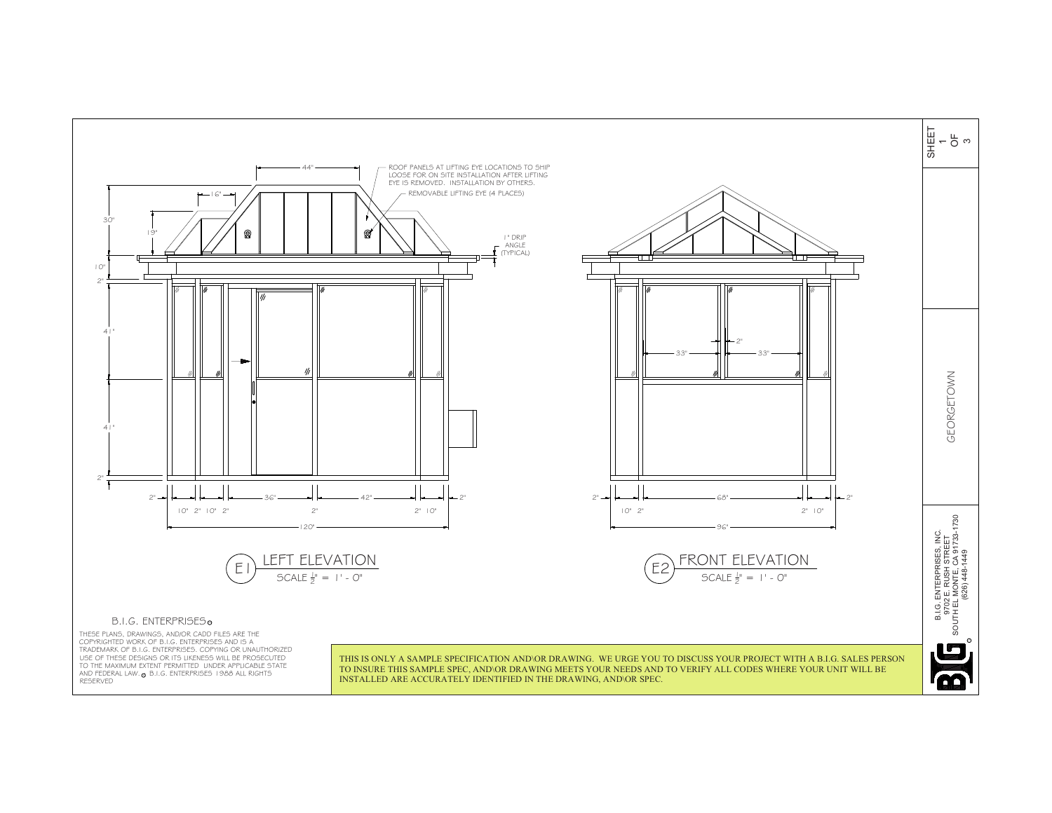ROOF PANELS AT LIFTING EYE LOCATIONS TO SHIP LOOSE FOR ON SITE INSTALLATION AFTER LIFTING EYE IS REMOVED. INSTALLATION BY OTHERS.

REMOVABLE LIFTING EYE (4 PLACES)

1" DRIP ANGLE (TYPICAL)

44"

16"

30"

19"

10"

2"

41"

41"

2"

2" 36" 42" 2"

10" 2" 10" 2" 2" 2" 10"

120"

2"

33" 33"

2" 68" 2"

10" 2" 2" 10"

96"

## E1 LEFT ELEVATION

SCALE $\frac{1}{2}$" = 1' - 0"

## E2 FRONT ELEVATION

SCALE $\frac{1}{2}$" = 1' - 0"

B.I.G. ENTERPRISES®

THESE PLANS, DRAWINGS, AND/OR CADD FILES ARE THE COPYRIGHTED WORK OF B.I.G. ENTERPRISES AND IS A TRADEMARK OF B.I.G. ENTERPRISES. COPYING OR UNAUTHORIZED USE OF THESE DESIGNS OR ITS LIKENESS WILL BE PROSECUTED TO THE MAXIMUM EXTENT PERMITTED UNDER APPLICABLE STATE AND FEDERAL LAW. © B.I.G. ENTERPRISES 1988 ALL RIGHTS RESERVED

THIS IS ONLY A SAMPLE SPECIFICATION AND\OR DRAWING. WE URGE YOU TO DISCUSS YOUR PROJECT WITH A B.I.G. SALES PERSON TO INSURE THIS SAMPLE SPEC, AND\OR DRAWING MEETS YOUR NEEDS AND TO VERIFY ALL CODES WHERE YOUR UNIT WILL BE INSTALLED ARE ACCURATELY IDENTIFIED IN THE DRAWING, AND\OR SPEC.

SHEET 1 OF 3

GEORGETOWN

B.I.G. ENTERPRISES, INC.
9702 E. RUSH STREET
SOUTH EL MONTE, CA 91733-1730
(626) 448-1449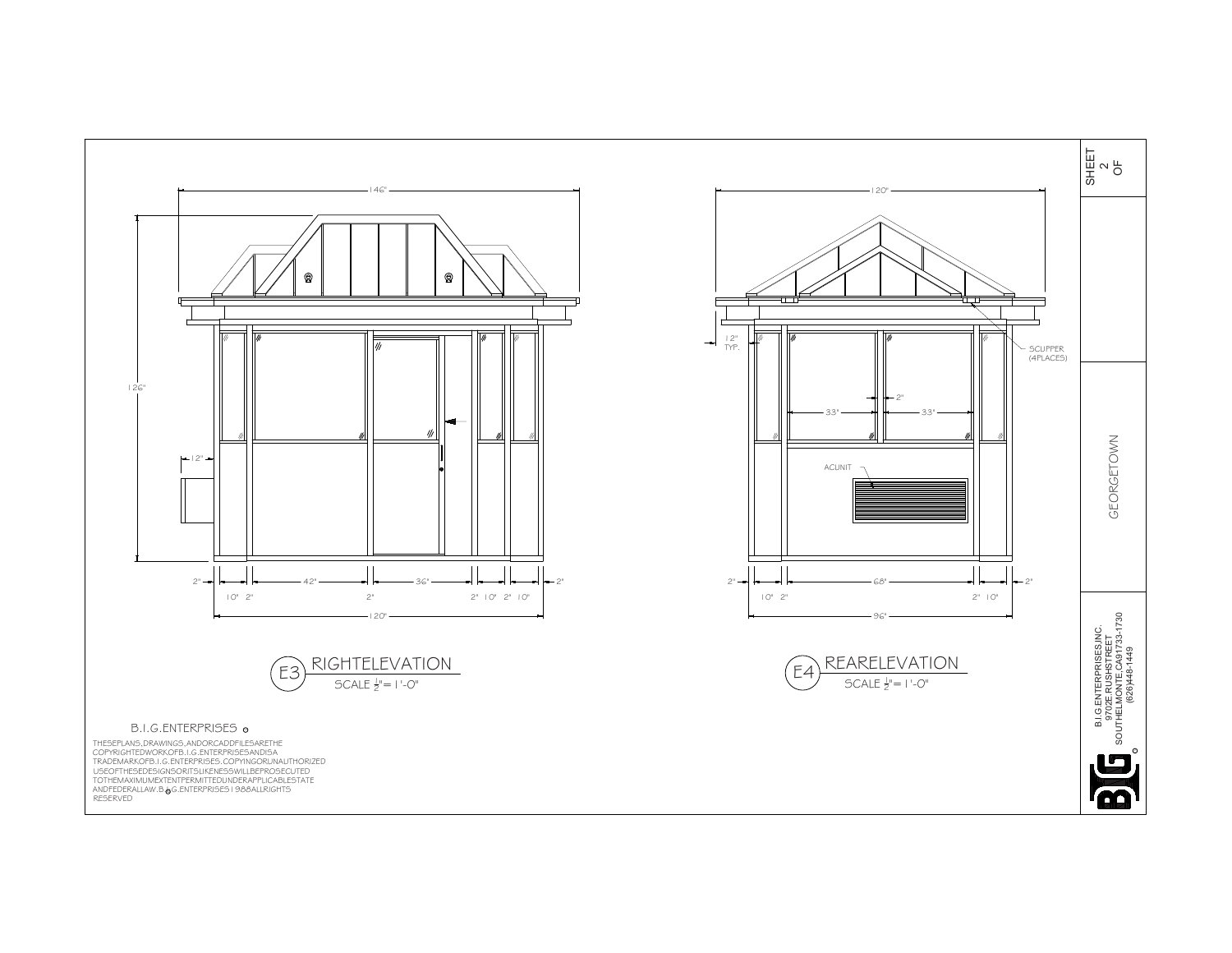## E3 RIGHT ELEVATION

SCALE $\frac{1}{2}$" = 1'-0"

146"

126"

12"

2" | 10" | 2" | 42" | 2" | 36" | 2" | 10" | 2" | 10" | 2"

120"

## E4 REAR ELEVATION

SCALE $\frac{1}{2}$" = 1'-0"

120"

12" TYP.

SCUPPER (4 PLACES)

33" | 2" | 33"

AC UNIT

2" | 10" | 2" | 68" | 2" | 10" | 2"

96"

B.I.G. ENTERPRISES ®

THESE PLANS, DRAWINGS, AND OR CADD FILES ARE THE COPYRIGHTED WORK OF B.I.G. ENTERPRISES AND IS A TRADEMARK OF B.I.G. ENTERPRISES. COPYING OR UNAUTHORIZED USE OF THESE DESIGNS OR ITS LIKENESS WILL BE PROSECUTED TO THE MAXIMUM EXTENT PERMITTED UNDER APPLICABLE STATE AND FEDERAL LAW. B.I.G. ENTERPRISES 1988 ALL RIGHTS RESERVED

SHEET 2 OF

GEORGETOWN

B.I.G. ENTERPRISES, INC.
9702 E. RUSH STREET
SOUTH EL MONTE, CA 91733-1730
(626) 448-1449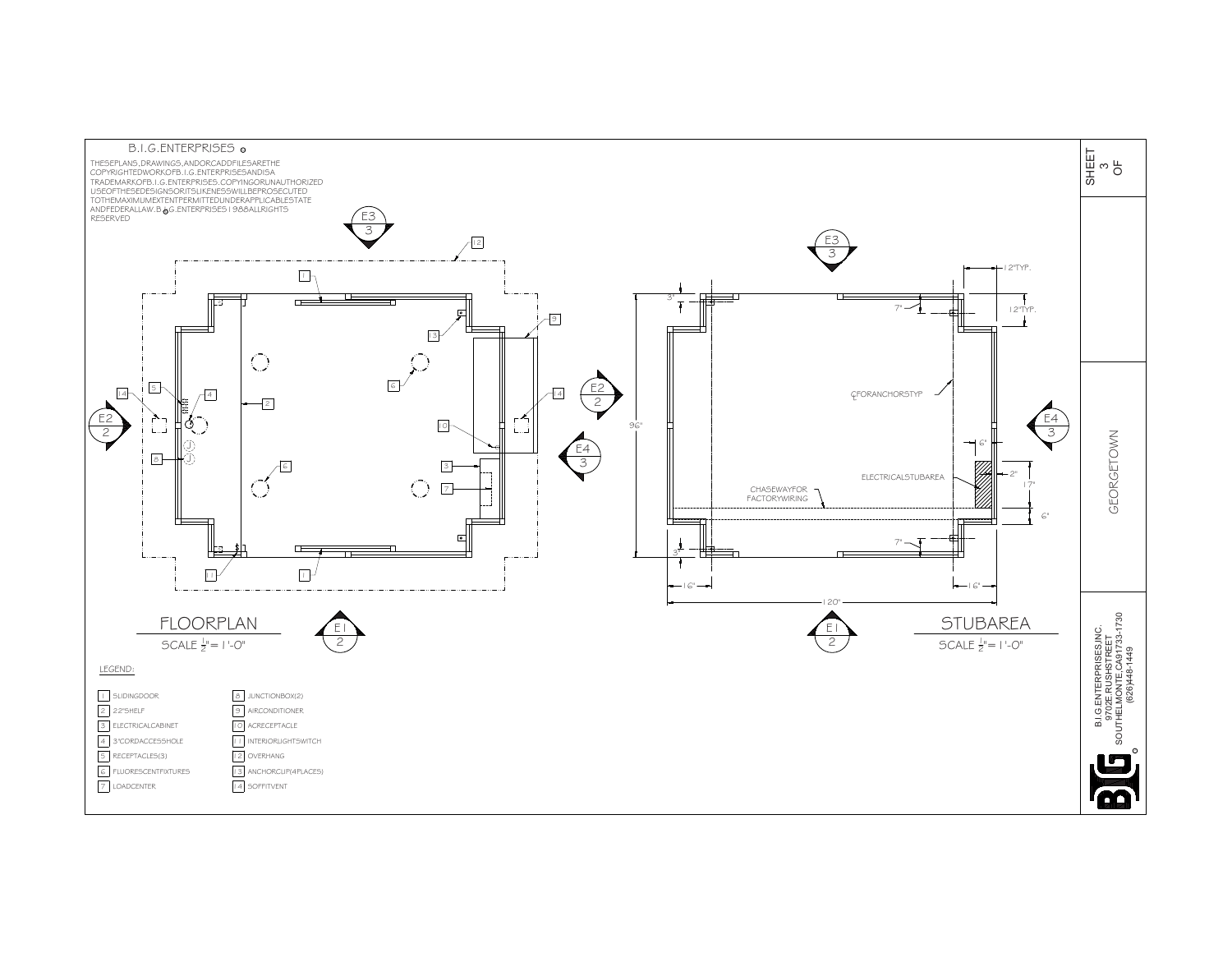B.I.G.ENTERPRISES ®

THESEPLANS,DRAWINGS,ANDORCADDFILESARETHE COPYRIGHTEDWORKOFB.I.G.ENTERPRISESANDISA TRADEMARKOFB.I.G.ENTERPRISES.COPYINGORUNAUTHORIZED USEOFTHESEDESIGNSORITSLIKENESSWILLBEPROSECUTED TOTHEMAXIMUMEXTENTPERMITTEDUNDERAPPLICABLESTATE ANDFEDERALLAW.B®G.ENTERPRISES1988ALLRIGHTS RESERVED

FLOORPLAN

SCALE $\frac{1}{2}$"= 1'-0"

STUBAREA

SCALE $\frac{1}{2}$"= 1'-0"

12"TYP.

12"TYP.

3"

7"

96"

℄FORANCHORSTYP

6"

2"

ELECTRICALSTUBAREA

17"

6"

CHASEWAYFOR FACTORYWIRING

7"

3"

16"

16"

120"

E1 2

E2 2

E3 3

E4 3

LEGEND:

| | |
|---|---|
| 1 SLIDINGDOOR | 8 JUNCTIONBOX(2) |
| 2 22"SHELF | 9 AIRCONDITIONER |
| 3 ELECTRICALCABINET | 10 ACRECEPTACLE |
| 4 3"CORDACCESSHOLE | 11 INTERIORLIGHTSWITCH |
| 5 RECEPTACLES(3) | 12 OVERHANG |
| 6 FLUORESCENTFIXTURES | 13 ANCHORCLIP(4PLACES) |
| 7 LOADCENTER | 14 SOFFITVENT |

SHEET 3 OF

GEORGETOWN

B.I.G.ENTERPRISES,INC.
9702E.RUSHSTREET
SOUTHELMONTE,CA91733-1730
(626)448-1449